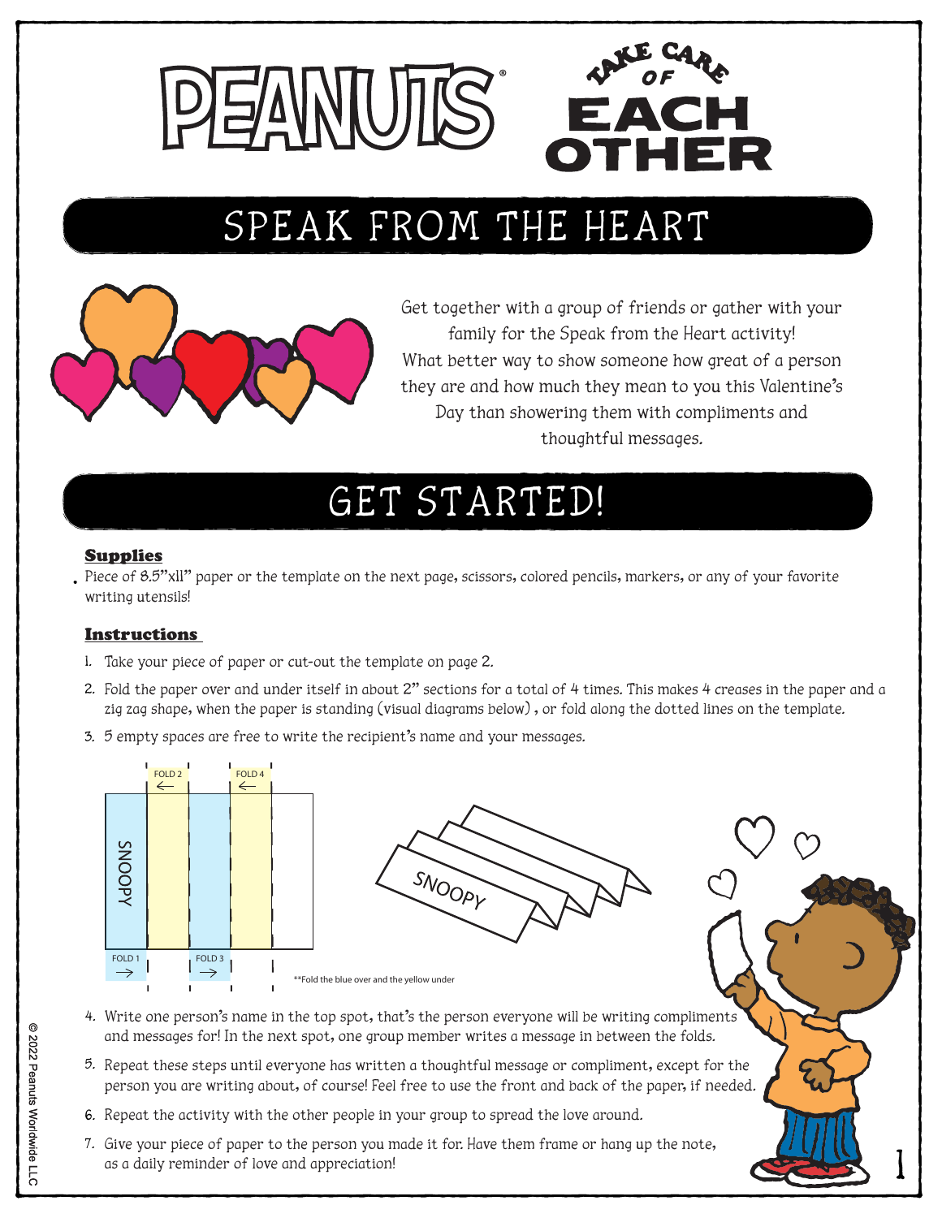# PEANUTS

## TAKE CARE OF EACH OTHER

# SPEAK FROM THE HEART

Get together with a group of friends or gather with your family for the Speak from the Heart activity! What better way to show someone how great of a person they are and how much they mean to you this Valentine's Day than showering them with compliments and thoughtful messages.

# GET STARTED!

**Supplies**

- Piece of 8.5"x11" paper or the template on the next page, scissors, colored pencils, markers, or any of your favorite writing utensils!

**Instructions**

1. Take your piece of paper or cut-out the template on page 2.
2. Fold the paper over and under itself in about 2" sections for a total of 4 times. This makes 4 creases in the paper and a zig zag shape, when the paper is standing (visual diagrams below) , or fold along the dotted lines on the template.
3. 5 empty spaces are free to write the recipient's name and your messages.

FOLD 2 ← FOLD 4 ←

SNOOPY

FOLD 1 → FOLD 3 →

SNOOPY

**Fold the blue over and the yellow under

4. Write one person's name in the top spot, that's the person everyone will be writing compliments and messages for! In the next spot, one group member writes a message in between the folds.
5. Repeat these steps until everyone has written a thoughtful message or compliment, except for the person you are writing about, of course! Feel free to use the front and back of the paper, if needed.
6. Repeat the activity with the other people in your group to spread the love around.
7. Give your piece of paper to the person you made it for. Have them frame or hang up the note, as a daily reminder of love and appreciation!

© 2022 Peanuts Worldwide LLC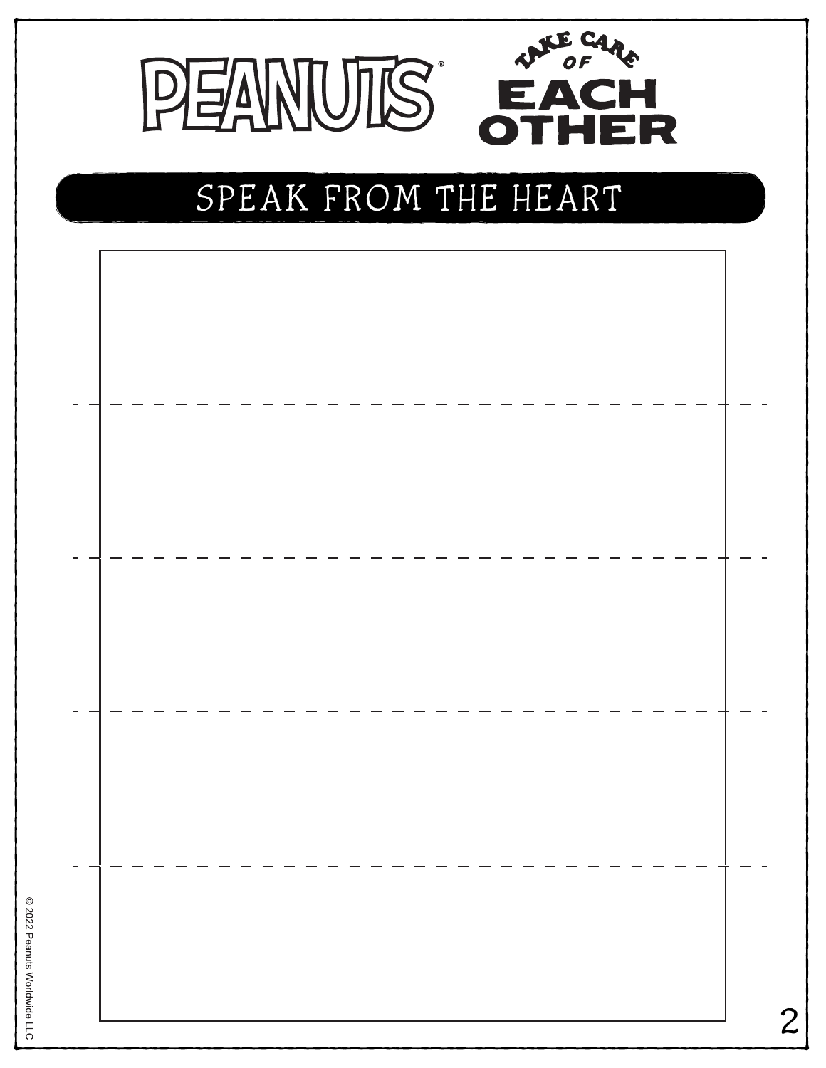PEANUTS®

TAKE CARE OF EACH OTHER

# SPEAK FROM THE HEART

© 2022 Peanuts Worldwide LLC